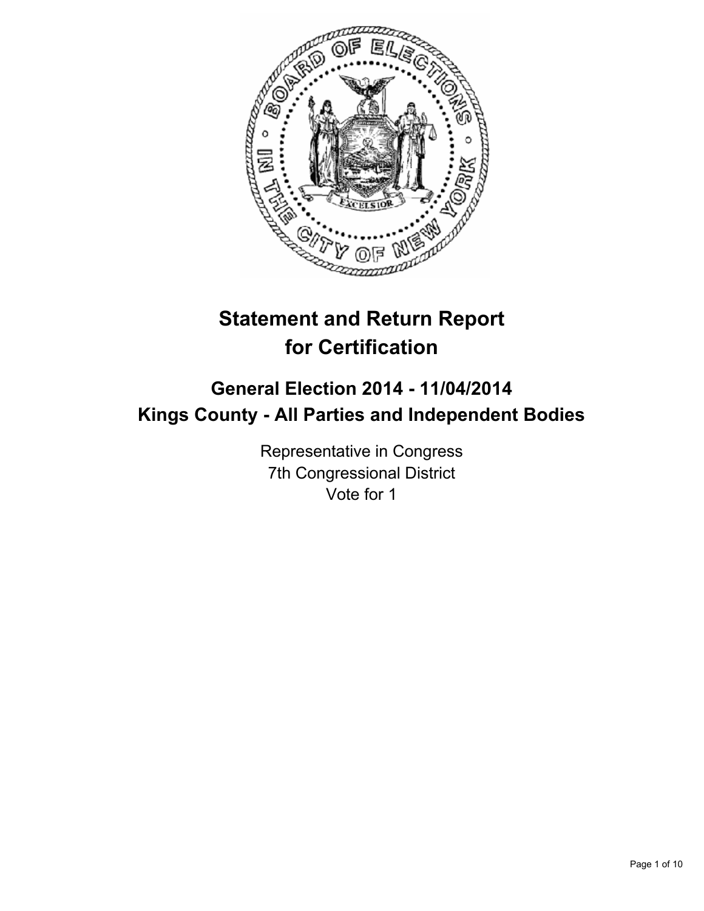# Statement and Return Report for Certification

## General Election 2014 - 11/04/2014
## Kings County - All Parties and Independent Bodies

Representative in Congress
7th Congressional District
Vote for 1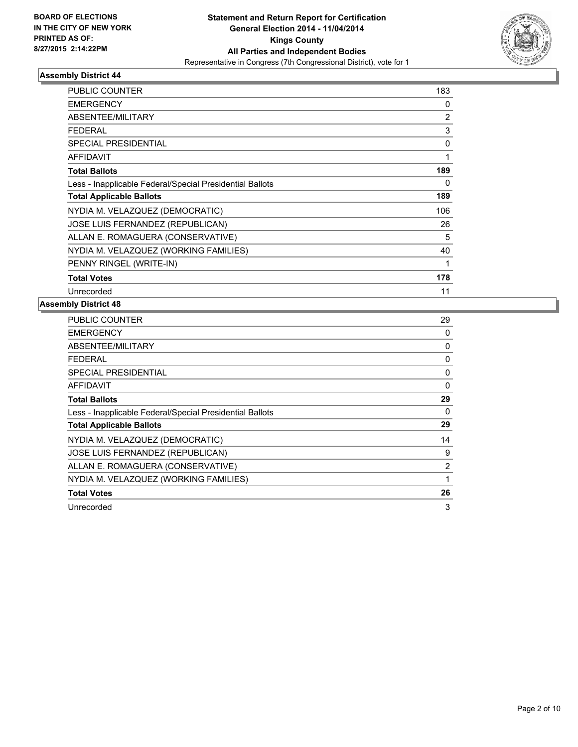**BOARD OF ELECTIONS IN THE CITY OF NEW YORK PRINTED AS OF: 8/27/2015 2:14:22PM**

**Statement and Return Report for Certification General Election 2014 - 11/04/2014 Kings County All Parties and Independent Bodies**

Representative in Congress (7th Congressional District), vote for 1

### Assembly District 44

| | |
|---|---|
| PUBLIC COUNTER | 183 |
| EMERGENCY | 0 |
| ABSENTEE/MILITARY | 2 |
| FEDERAL | 3 |
| SPECIAL PRESIDENTIAL | 0 |
| AFFIDAVIT | 1 |
| **Total Ballots** | **189** |
| Less - Inapplicable Federal/Special Presidential Ballots | 0 |
| **Total Applicable Ballots** | **189** |
| NYDIA M. VELAZQUEZ (DEMOCRATIC) | 106 |
| JOSE LUIS FERNANDEZ (REPUBLICAN) | 26 |
| ALLAN E. ROMAGUERA (CONSERVATIVE) | 5 |
| NYDIA M. VELAZQUEZ (WORKING FAMILIES) | 40 |
| PENNY RINGEL (WRITE-IN) | 1 |
| **Total Votes** | **178** |
| Unrecorded | 11 |

### Assembly District 48

| | |
|---|---|
| PUBLIC COUNTER | 29 |
| EMERGENCY | 0 |
| ABSENTEE/MILITARY | 0 |
| FEDERAL | 0 |
| SPECIAL PRESIDENTIAL | 0 |
| AFFIDAVIT | 0 |
| **Total Ballots** | **29** |
| Less - Inapplicable Federal/Special Presidential Ballots | 0 |
| **Total Applicable Ballots** | **29** |
| NYDIA M. VELAZQUEZ (DEMOCRATIC) | 14 |
| JOSE LUIS FERNANDEZ (REPUBLICAN) | 9 |
| ALLAN E. ROMAGUERA (CONSERVATIVE) | 2 |
| NYDIA M. VELAZQUEZ (WORKING FAMILIES) | 1 |
| **Total Votes** | **26** |
| Unrecorded | 3 |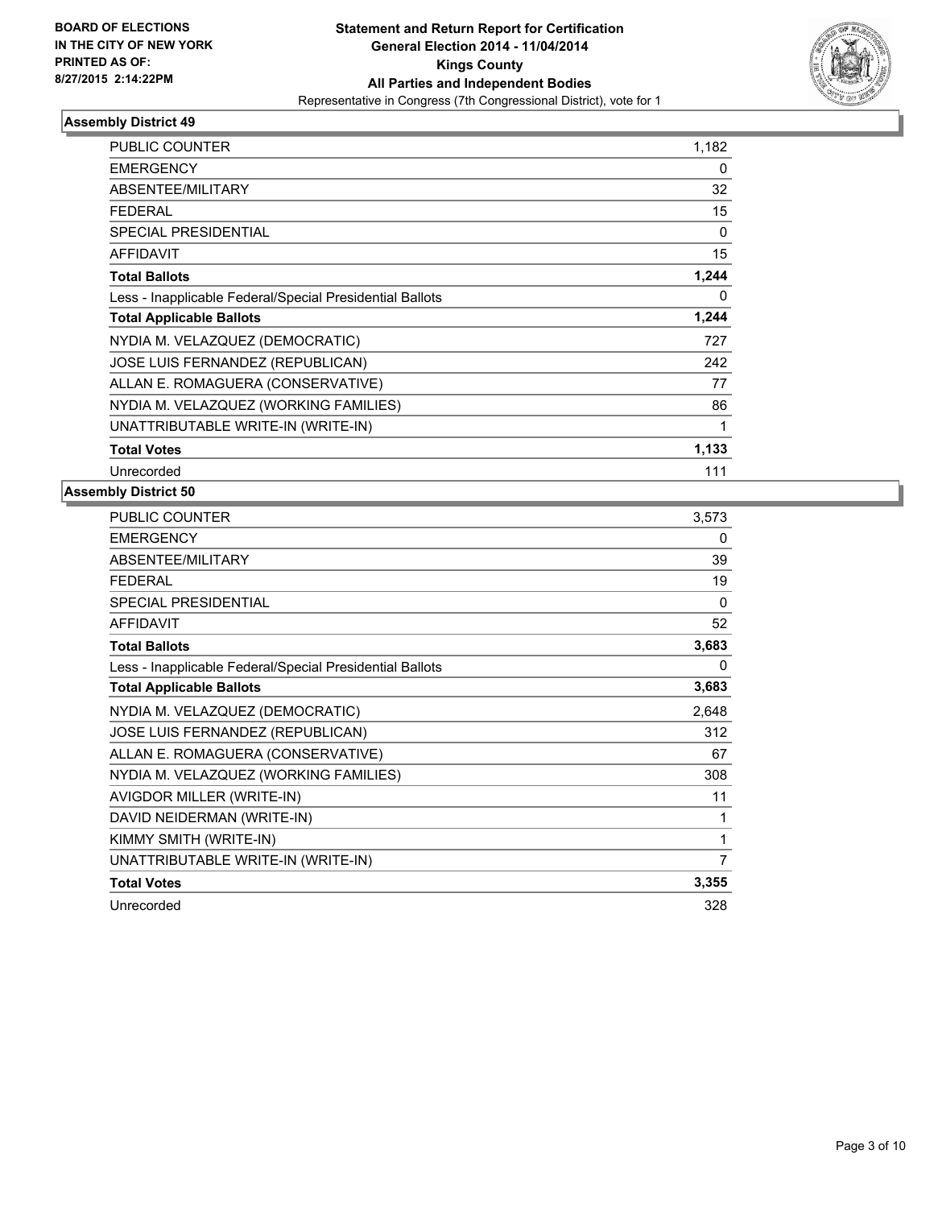**BOARD OF ELECTIONS IN THE CITY OF NEW YORK PRINTED AS OF: 8/27/2015 2:14:22PM**

**Statement and Return Report for Certification**
**General Election 2014 - 11/04/2014**
**Kings County**
**All Parties and Independent Bodies**
Representative in Congress (7th Congressional District), vote for 1

### Assembly District 49

| | |
|---|---|
| PUBLIC COUNTER | 1,182 |
| EMERGENCY | 0 |
| ABSENTEE/MILITARY | 32 |
| FEDERAL | 15 |
| SPECIAL PRESIDENTIAL | 0 |
| AFFIDAVIT | 15 |
| **Total Ballots** | **1,244** |
| Less - Inapplicable Federal/Special Presidential Ballots | 0 |
| **Total Applicable Ballots** | **1,244** |
| NYDIA M. VELAZQUEZ (DEMOCRATIC) | 727 |
| JOSE LUIS FERNANDEZ (REPUBLICAN) | 242 |
| ALLAN E. ROMAGUERA (CONSERVATIVE) | 77 |
| NYDIA M. VELAZQUEZ (WORKING FAMILIES) | 86 |
| UNATTRIBUTABLE WRITE-IN (WRITE-IN) | 1 |
| **Total Votes** | **1,133** |
| Unrecorded | 111 |

### Assembly District 50

| | |
|---|---|
| PUBLIC COUNTER | 3,573 |
| EMERGENCY | 0 |
| ABSENTEE/MILITARY | 39 |
| FEDERAL | 19 |
| SPECIAL PRESIDENTIAL | 0 |
| AFFIDAVIT | 52 |
| **Total Ballots** | **3,683** |
| Less - Inapplicable Federal/Special Presidential Ballots | 0 |
| **Total Applicable Ballots** | **3,683** |
| NYDIA M. VELAZQUEZ (DEMOCRATIC) | 2,648 |
| JOSE LUIS FERNANDEZ (REPUBLICAN) | 312 |
| ALLAN E. ROMAGUERA (CONSERVATIVE) | 67 |
| NYDIA M. VELAZQUEZ (WORKING FAMILIES) | 308 |
| AVIGDOR MILLER (WRITE-IN) | 11 |
| DAVID NEIDERMAN (WRITE-IN) | 1 |
| KIMMY SMITH (WRITE-IN) | 1 |
| UNATTRIBUTABLE WRITE-IN (WRITE-IN) | 7 |
| **Total Votes** | **3,355** |
| Unrecorded | 328 |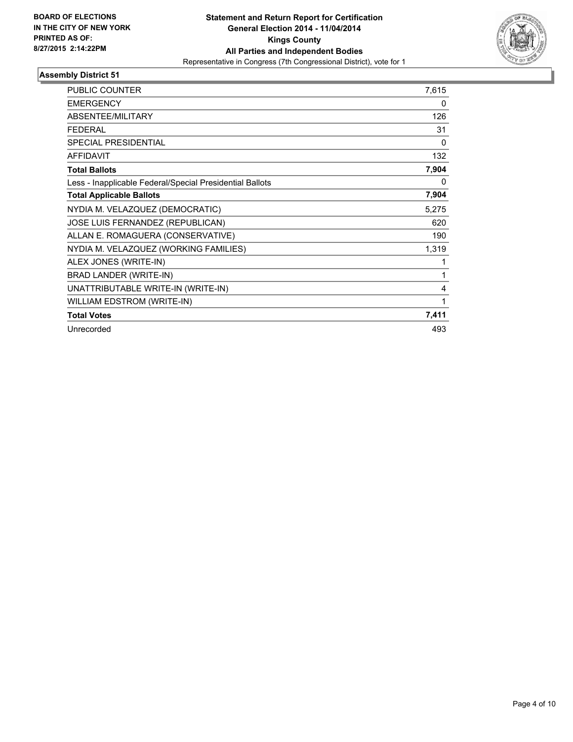**BOARD OF ELECTIONS IN THE CITY OF NEW YORK PRINTED AS OF: 8/27/2015 2:14:22PM**

**Statement and Return Report for Certification**
**General Election 2014 - 11/04/2014**
**Kings County**
**All Parties and Independent Bodies**
Representative in Congress (7th Congressional District), vote for 1

## Assembly District 51

| | |
|---|---|
| PUBLIC COUNTER | 7,615 |
| EMERGENCY | 0 |
| ABSENTEE/MILITARY | 126 |
| FEDERAL | 31 |
| SPECIAL PRESIDENTIAL | 0 |
| AFFIDAVIT | 132 |
| **Total Ballots** | **7,904** |
| Less - Inapplicable Federal/Special Presidential Ballots | 0 |
| **Total Applicable Ballots** | **7,904** |
| NYDIA M. VELAZQUEZ (DEMOCRATIC) | 5,275 |
| JOSE LUIS FERNANDEZ (REPUBLICAN) | 620 |
| ALLAN E. ROMAGUERA (CONSERVATIVE) | 190 |
| NYDIA M. VELAZQUEZ (WORKING FAMILIES) | 1,319 |
| ALEX JONES (WRITE-IN) | 1 |
| BRAD LANDER (WRITE-IN) | 1 |
| UNATTRIBUTABLE WRITE-IN (WRITE-IN) | 4 |
| WILLIAM EDSTROM (WRITE-IN) | 1 |
| **Total Votes** | **7,411** |
| Unrecorded | 493 |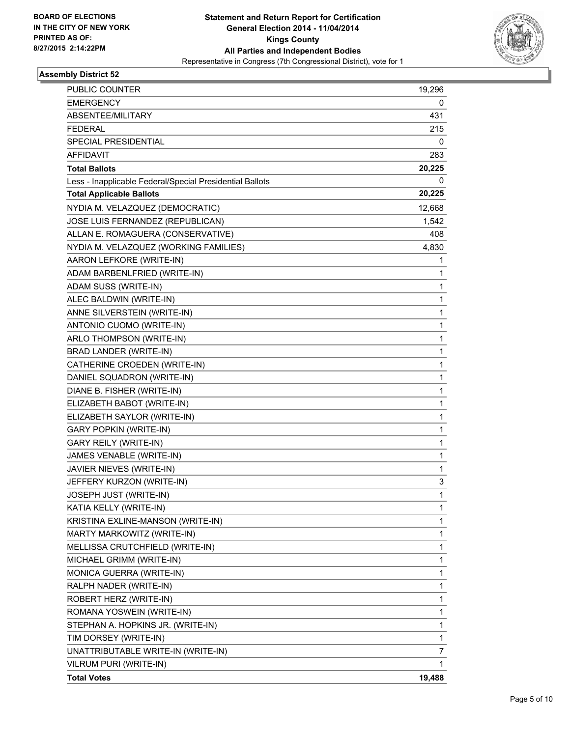BOARD OF ELECTIONS
IN THE CITY OF NEW YORK
PRINTED AS OF:
8/27/2015 2:14:22PM

**Statement and Return Report for Certification**
**General Election 2014 - 11/04/2014**
**Kings County**
**All Parties and Independent Bodies**
Representative in Congress (7th Congressional District), vote for 1

### Assembly District 52

| | |
|---|---|
| PUBLIC COUNTER | 19,296 |
| EMERGENCY | 0 |
| ABSENTEE/MILITARY | 431 |
| FEDERAL | 215 |
| SPECIAL PRESIDENTIAL | 0 |
| AFFIDAVIT | 283 |
| **Total Ballots** | **20,225** |
| Less - Inapplicable Federal/Special Presidential Ballots | 0 |
| **Total Applicable Ballots** | **20,225** |
| NYDIA M. VELAZQUEZ (DEMOCRATIC) | 12,668 |
| JOSE LUIS FERNANDEZ (REPUBLICAN) | 1,542 |
| ALLAN E. ROMAGUERA (CONSERVATIVE) | 408 |
| NYDIA M. VELAZQUEZ (WORKING FAMILIES) | 4,830 |
| AARON LEFKORE (WRITE-IN) | 1 |
| ADAM BARBENLFRIED (WRITE-IN) | 1 |
| ADAM SUSS (WRITE-IN) | 1 |
| ALEC BALDWIN (WRITE-IN) | 1 |
| ANNE SILVERSTEIN (WRITE-IN) | 1 |
| ANTONIO CUOMO (WRITE-IN) | 1 |
| ARLO THOMPSON (WRITE-IN) | 1 |
| BRAD LANDER (WRITE-IN) | 1 |
| CATHERINE CROEDEN (WRITE-IN) | 1 |
| DANIEL SQUADRON (WRITE-IN) | 1 |
| DIANE B. FISHER (WRITE-IN) | 1 |
| ELIZABETH BABOT (WRITE-IN) | 1 |
| ELIZABETH SAYLOR (WRITE-IN) | 1 |
| GARY POPKIN (WRITE-IN) | 1 |
| GARY REILY (WRITE-IN) | 1 |
| JAMES VENABLE (WRITE-IN) | 1 |
| JAVIER NIEVES (WRITE-IN) | 1 |
| JEFFERY KURZON (WRITE-IN) | 3 |
| JOSEPH JUST (WRITE-IN) | 1 |
| KATIA KELLY (WRITE-IN) | 1 |
| KRISTINA EXLINE-MANSON (WRITE-IN) | 1 |
| MARTY MARKOWITZ (WRITE-IN) | 1 |
| MELLISSA CRUTCHFIELD (WRITE-IN) | 1 |
| MICHAEL GRIMM (WRITE-IN) | 1 |
| MONICA GUERRA (WRITE-IN) | 1 |
| RALPH NADER (WRITE-IN) | 1 |
| ROBERT HERZ (WRITE-IN) | 1 |
| ROMANA YOSWEIN (WRITE-IN) | 1 |
| STEPHAN A. HOPKINS JR. (WRITE-IN) | 1 |
| TIM DORSEY (WRITE-IN) | 1 |
| UNATTRIBUTABLE WRITE-IN (WRITE-IN) | 7 |
| VILRUM PURI (WRITE-IN) | 1 |
| **Total Votes** | **19,488** |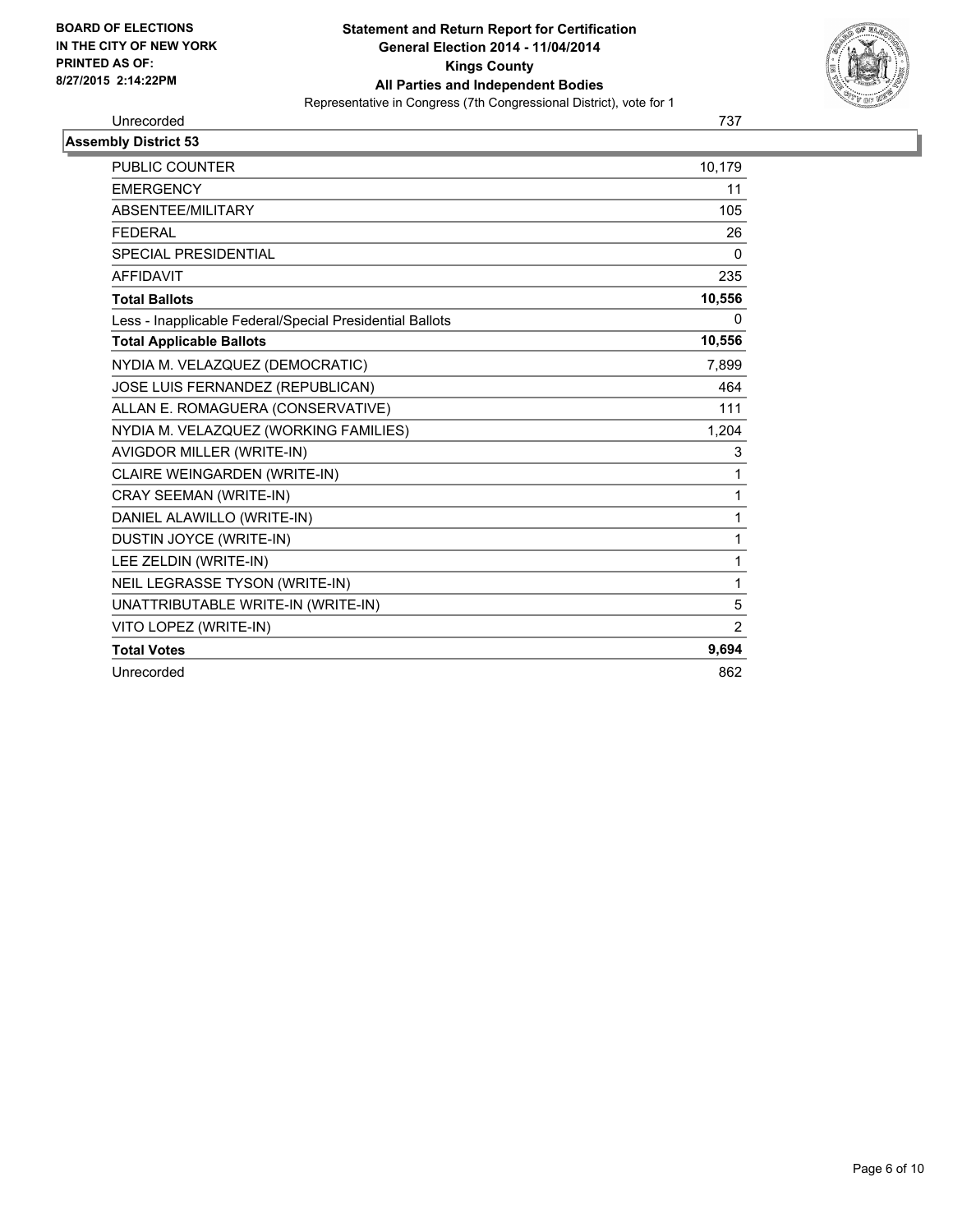**BOARD OF ELECTIONS IN THE CITY OF NEW YORK PRINTED AS OF: 8/27/2015 2:14:22PM**

**Statement and Return Report for Certification**
**General Election 2014 - 11/04/2014**
**Kings County**
**All Parties and Independent Bodies**
Representative in Congress (7th Congressional District), vote for 1

| | |
|---|---|
| Unrecorded | 737 |

**Assembly District 53**

| | |
|---|---|
| PUBLIC COUNTER | 10,179 |
| EMERGENCY | 11 |
| ABSENTEE/MILITARY | 105 |
| FEDERAL | 26 |
| SPECIAL PRESIDENTIAL | 0 |
| AFFIDAVIT | 235 |
| **Total Ballots** | **10,556** |
| Less - Inapplicable Federal/Special Presidential Ballots | 0 |
| **Total Applicable Ballots** | **10,556** |
| NYDIA M. VELAZQUEZ (DEMOCRATIC) | 7,899 |
| JOSE LUIS FERNANDEZ (REPUBLICAN) | 464 |
| ALLAN E. ROMAGUERA (CONSERVATIVE) | 111 |
| NYDIA M. VELAZQUEZ (WORKING FAMILIES) | 1,204 |
| AVIGDOR MILLER (WRITE-IN) | 3 |
| CLAIRE WEINGARDEN (WRITE-IN) | 1 |
| CRAY SEEMAN (WRITE-IN) | 1 |
| DANIEL ALAWILLO (WRITE-IN) | 1 |
| DUSTIN JOYCE (WRITE-IN) | 1 |
| LEE ZELDIN (WRITE-IN) | 1 |
| NEIL LEGRASSE TYSON (WRITE-IN) | 1 |
| UNATTRIBUTABLE WRITE-IN (WRITE-IN) | 5 |
| VITO LOPEZ (WRITE-IN) | 2 |
| **Total Votes** | **9,694** |
| Unrecorded | 862 |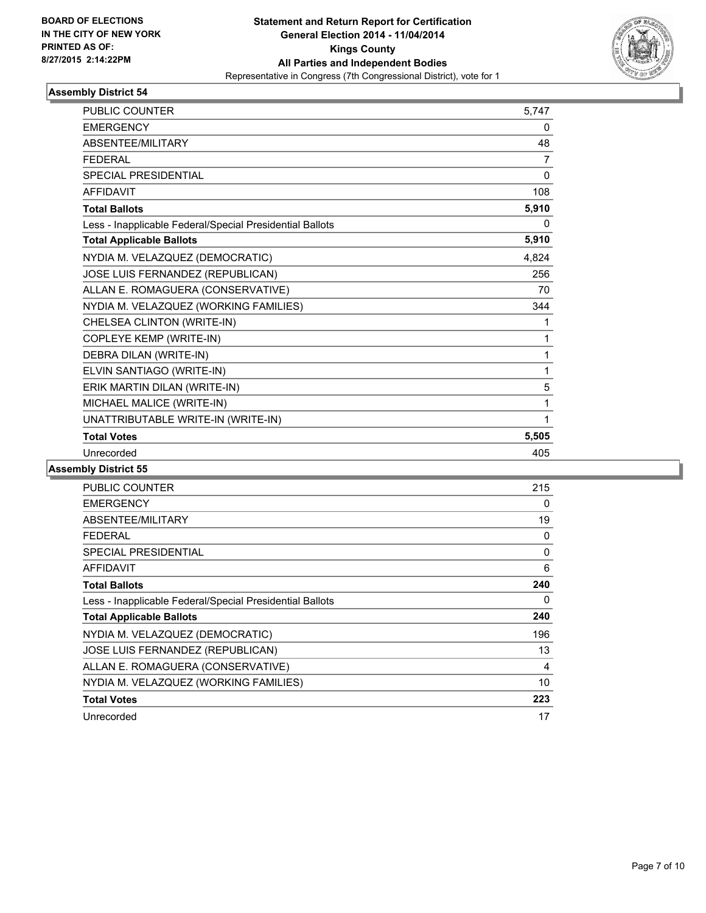**BOARD OF ELECTIONS IN THE CITY OF NEW YORK PRINTED AS OF: 8/27/2015 2:14:22PM**

**Statement and Return Report for Certification General Election 2014 - 11/04/2014 Kings County All Parties and Independent Bodies**
Representative in Congress (7th Congressional District), vote for 1

### Assembly District 54

| | |
|---|---|
| PUBLIC COUNTER | 5,747 |
| EMERGENCY | 0 |
| ABSENTEE/MILITARY | 48 |
| FEDERAL | 7 |
| SPECIAL PRESIDENTIAL | 0 |
| AFFIDAVIT | 108 |
| **Total Ballots** | **5,910** |
| Less - Inapplicable Federal/Special Presidential Ballots | 0 |
| **Total Applicable Ballots** | **5,910** |
| NYDIA M. VELAZQUEZ (DEMOCRATIC) | 4,824 |
| JOSE LUIS FERNANDEZ (REPUBLICAN) | 256 |
| ALLAN E. ROMAGUERA (CONSERVATIVE) | 70 |
| NYDIA M. VELAZQUEZ (WORKING FAMILIES) | 344 |
| CHELSEA CLINTON (WRITE-IN) | 1 |
| COPLEYE KEMP (WRITE-IN) | 1 |
| DEBRA DILAN (WRITE-IN) | 1 |
| ELVIN SANTIAGO (WRITE-IN) | 1 |
| ERIK MARTIN DILAN (WRITE-IN) | 5 |
| MICHAEL MALICE (WRITE-IN) | 1 |
| UNATTRIBUTABLE WRITE-IN (WRITE-IN) | 1 |
| **Total Votes** | **5,505** |
| Unrecorded | 405 |

### Assembly District 55

| | |
|---|---|
| PUBLIC COUNTER | 215 |
| EMERGENCY | 0 |
| ABSENTEE/MILITARY | 19 |
| FEDERAL | 0 |
| SPECIAL PRESIDENTIAL | 0 |
| AFFIDAVIT | 6 |
| **Total Ballots** | **240** |
| Less - Inapplicable Federal/Special Presidential Ballots | 0 |
| **Total Applicable Ballots** | **240** |
| NYDIA M. VELAZQUEZ (DEMOCRATIC) | 196 |
| JOSE LUIS FERNANDEZ (REPUBLICAN) | 13 |
| ALLAN E. ROMAGUERA (CONSERVATIVE) | 4 |
| NYDIA M. VELAZQUEZ (WORKING FAMILIES) | 10 |
| **Total Votes** | **223** |
| Unrecorded | 17 |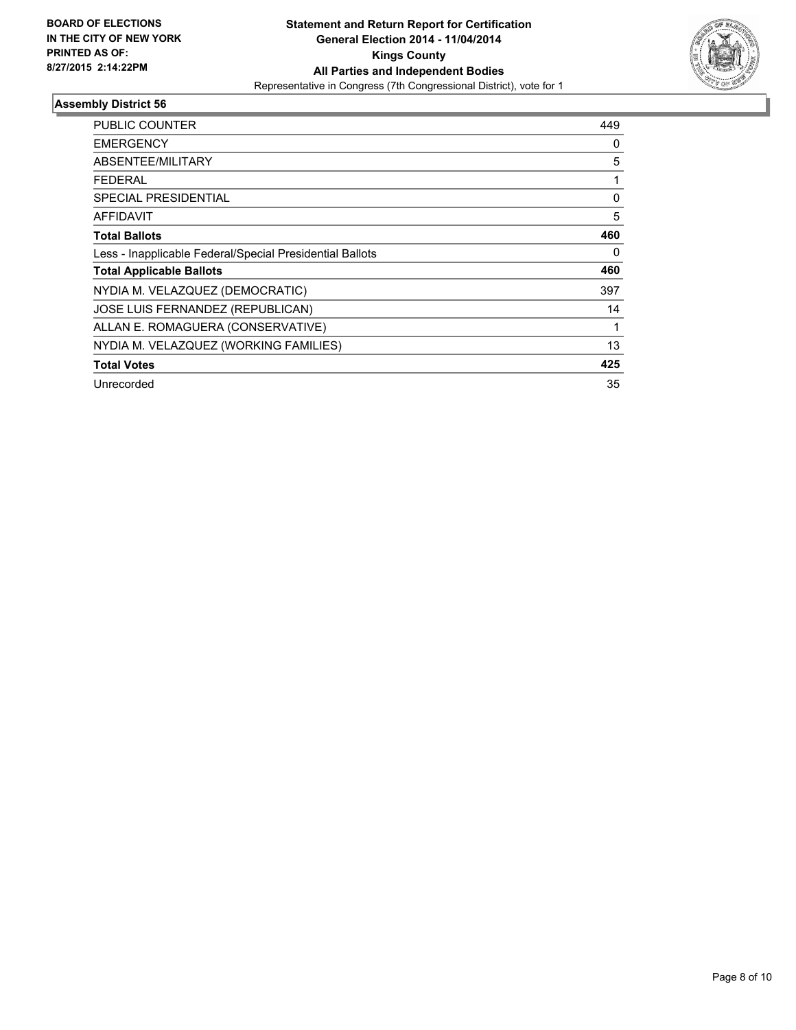**BOARD OF ELECTIONS IN THE CITY OF NEW YORK PRINTED AS OF: 8/27/2015 2:14:22PM**

**Statement and Return Report for Certification General Election 2014 - 11/04/2014 Kings County All Parties and Independent Bodies**
Representative in Congress (7th Congressional District), vote for 1

### Assembly District 56

| | |
|---|---|
| PUBLIC COUNTER | 449 |
| EMERGENCY | 0 |
| ABSENTEE/MILITARY | 5 |
| FEDERAL | 1 |
| SPECIAL PRESIDENTIAL | 0 |
| AFFIDAVIT | 5 |
| **Total Ballots** | **460** |
| Less - Inapplicable Federal/Special Presidential Ballots | 0 |
| **Total Applicable Ballots** | **460** |
| NYDIA M. VELAZQUEZ (DEMOCRATIC) | 397 |
| JOSE LUIS FERNANDEZ (REPUBLICAN) | 14 |
| ALLAN E. ROMAGUERA (CONSERVATIVE) | 1 |
| NYDIA M. VELAZQUEZ (WORKING FAMILIES) | 13 |
| **Total Votes** | **425** |
| Unrecorded | 35 |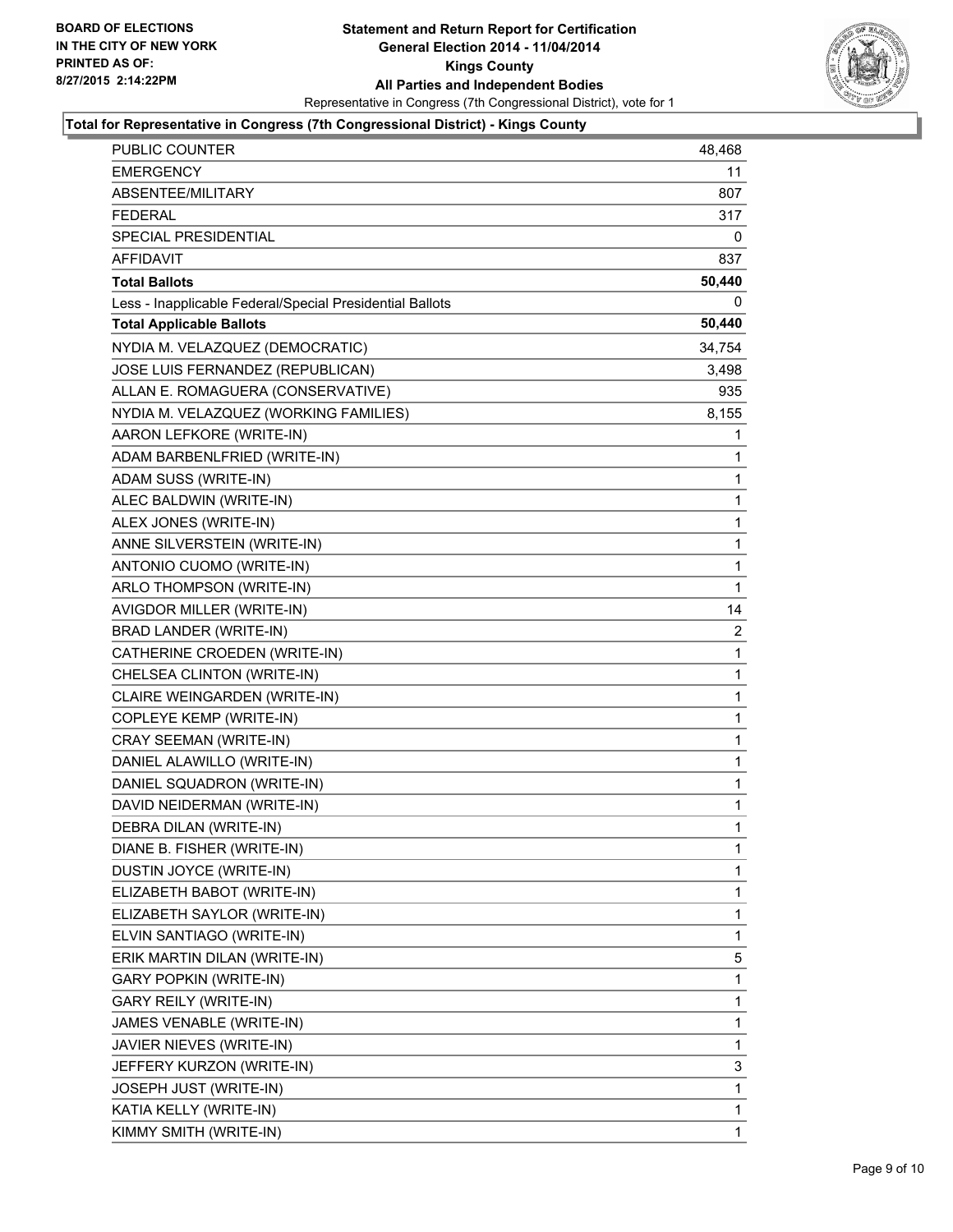BOARD OF ELECTIONS
IN THE CITY OF NEW YORK
PRINTED AS OF:
8/27/2015 2:14:22PM

**Statement and Return Report for Certification**
**General Election 2014 - 11/04/2014**
**Kings County**
**All Parties and Independent Bodies**
Representative in Congress (7th Congressional District), vote for 1

**Total for Representative in Congress (7th Congressional District) - Kings County**

| | |
|---|---|
| PUBLIC COUNTER | 48,468 |
| EMERGENCY | 11 |
| ABSENTEE/MILITARY | 807 |
| FEDERAL | 317 |
| SPECIAL PRESIDENTIAL | 0 |
| AFFIDAVIT | 837 |
| **Total Ballots** | **50,440** |
| Less - Inapplicable Federal/Special Presidential Ballots | 0 |
| **Total Applicable Ballots** | **50,440** |
| NYDIA M. VELAZQUEZ (DEMOCRATIC) | 34,754 |
| JOSE LUIS FERNANDEZ (REPUBLICAN) | 3,498 |
| ALLAN E. ROMAGUERA (CONSERVATIVE) | 935 |
| NYDIA M. VELAZQUEZ (WORKING FAMILIES) | 8,155 |
| AARON LEFKORE (WRITE-IN) | 1 |
| ADAM BARBENLFRIED (WRITE-IN) | 1 |
| ADAM SUSS (WRITE-IN) | 1 |
| ALEC BALDWIN (WRITE-IN) | 1 |
| ALEX JONES (WRITE-IN) | 1 |
| ANNE SILVERSTEIN (WRITE-IN) | 1 |
| ANTONIO CUOMO (WRITE-IN) | 1 |
| ARLO THOMPSON (WRITE-IN) | 1 |
| AVIGDOR MILLER (WRITE-IN) | 14 |
| BRAD LANDER (WRITE-IN) | 2 |
| CATHERINE CROEDEN (WRITE-IN) | 1 |
| CHELSEA CLINTON (WRITE-IN) | 1 |
| CLAIRE WEINGARDEN (WRITE-IN) | 1 |
| COPLEYE KEMP (WRITE-IN) | 1 |
| CRAY SEEMAN (WRITE-IN) | 1 |
| DANIEL ALAWILLO (WRITE-IN) | 1 |
| DANIEL SQUADRON (WRITE-IN) | 1 |
| DAVID NEIDERMAN (WRITE-IN) | 1 |
| DEBRA DILAN (WRITE-IN) | 1 |
| DIANE B. FISHER (WRITE-IN) | 1 |
| DUSTIN JOYCE (WRITE-IN) | 1 |
| ELIZABETH BABOT (WRITE-IN) | 1 |
| ELIZABETH SAYLOR (WRITE-IN) | 1 |
| ELVIN SANTIAGO (WRITE-IN) | 1 |
| ERIK MARTIN DILAN (WRITE-IN) | 5 |
| GARY POPKIN (WRITE-IN) | 1 |
| GARY REILY (WRITE-IN) | 1 |
| JAMES VENABLE (WRITE-IN) | 1 |
| JAVIER NIEVES (WRITE-IN) | 1 |
| JEFFERY KURZON (WRITE-IN) | 3 |
| JOSEPH JUST (WRITE-IN) | 1 |
| KATIA KELLY (WRITE-IN) | 1 |
| KIMMY SMITH (WRITE-IN) | 1 |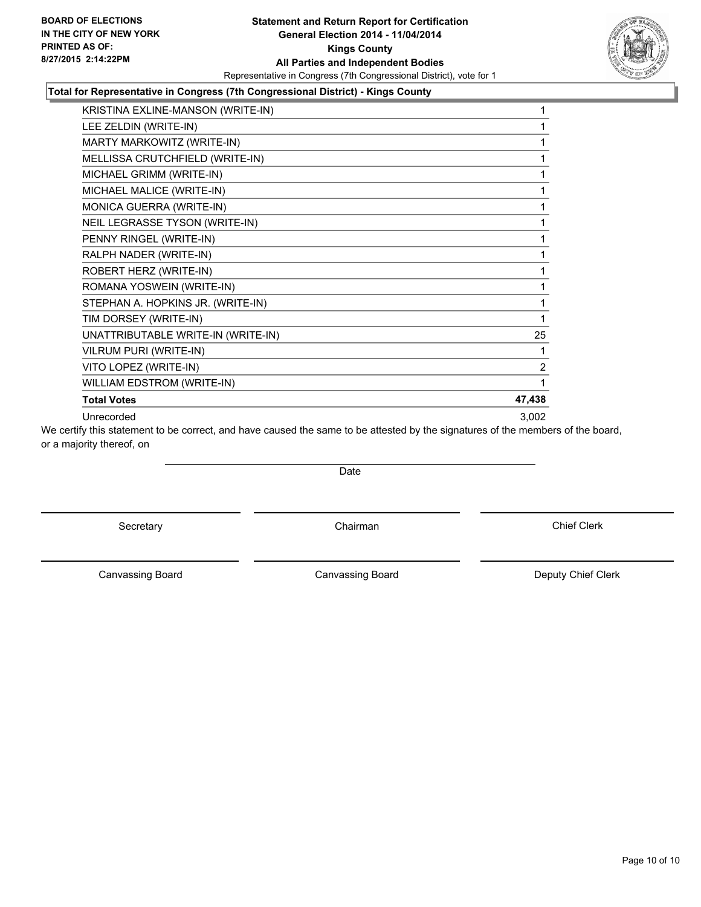**BOARD OF ELECTIONS IN THE CITY OF NEW YORK PRINTED AS OF: 8/27/2015 2:14:22PM**

**Statement and Return Report for Certification**
**General Election 2014 - 11/04/2014**
**Kings County**
**All Parties and Independent Bodies**
Representative in Congress (7th Congressional District), vote for 1

**Total for Representative in Congress (7th Congressional District) - Kings County**

| | |
|---|---|
| KRISTINA EXLINE-MANSON (WRITE-IN) | 1 |
| LEE ZELDIN (WRITE-IN) | 1 |
| MARTY MARKOWITZ (WRITE-IN) | 1 |
| MELLISSA CRUTCHFIELD (WRITE-IN) | 1 |
| MICHAEL GRIMM (WRITE-IN) | 1 |
| MICHAEL MALICE (WRITE-IN) | 1 |
| MONICA GUERRA (WRITE-IN) | 1 |
| NEIL LEGRASSE TYSON (WRITE-IN) | 1 |
| PENNY RINGEL (WRITE-IN) | 1 |
| RALPH NADER (WRITE-IN) | 1 |
| ROBERT HERZ (WRITE-IN) | 1 |
| ROMANA YOSWEIN (WRITE-IN) | 1 |
| STEPHAN A. HOPKINS JR. (WRITE-IN) | 1 |
| TIM DORSEY (WRITE-IN) | 1 |
| UNATTRIBUTABLE WRITE-IN (WRITE-IN) | 25 |
| VILRUM PURI (WRITE-IN) | 1 |
| VITO LOPEZ (WRITE-IN) | 2 |
| WILLIAM EDSTROM (WRITE-IN) | 1 |
| **Total Votes** | **47,438** |
| Unrecorded | 3,002 |

We certify this statement to be correct, and have caused the same to be attested by the signatures of the members of the board, or a majority thereof, on

Date

Secretary | Chairman | Chief Clerk

Canvassing Board | Canvassing Board | Deputy Chief Clerk